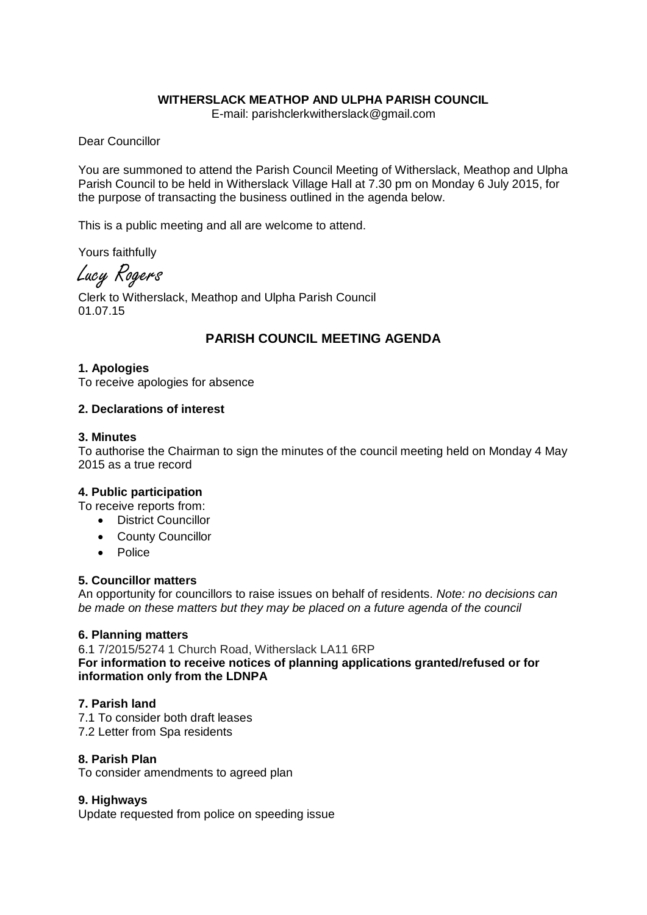**WITHERSLACK MEATHOP AND ULPHA PARISH COUNCIL**

E-mail: parishclerkwitherslack@gmail.com

Dear Councillor

You are summoned to attend the Parish Council Meeting of Witherslack, Meathop and Ulpha Parish Council to be held in Witherslack Village Hall at 7.30 pm on Monday 6 July 2015, for the purpose of transacting the business outlined in the agenda below.

This is a public meeting and all are welcome to attend.

Yours faithfully

Lucy Rogers

Clerk to Witherslack, Meathop and Ulpha Parish Council
01.07.15

## PARISH COUNCIL MEETING AGENDA

### 1. Apologies

To receive apologies for absence

### 2. Declarations of interest

### 3. Minutes

To authorise the Chairman to sign the minutes of the council meeting held on Monday 4 May 2015 as a true record

### 4. Public participation

To receive reports from:

- District Councillor
- County Councillor
- Police

### 5. Councillor matters

An opportunity for councillors to raise issues on behalf of residents. *Note: no decisions can be made on these matters but they may be placed on a future agenda of the council*

### 6. Planning matters

6.1 7/2015/5274 1 Church Road, Witherslack LA11 6RP

**For information to receive notices of planning applications granted/refused or for information only from the LDNPA**

### 7. Parish land

7.1 To consider both draft leases
7.2 Letter from Spa residents

### 8. Parish Plan

To consider amendments to agreed plan

### 9. Highways

Update requested from police on speeding issue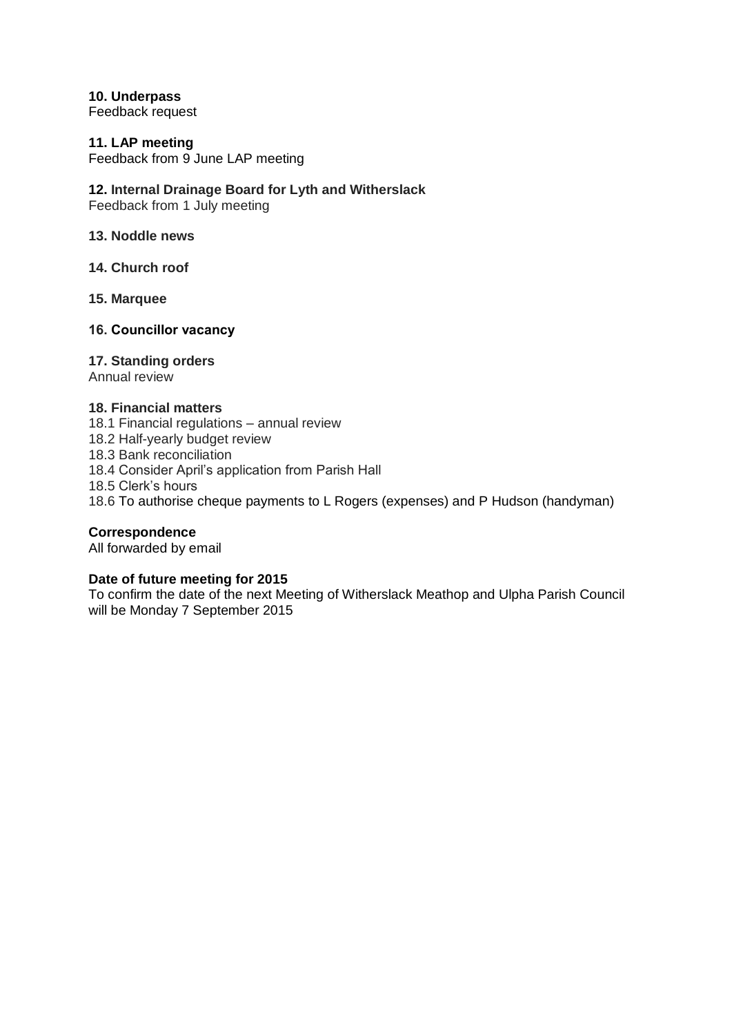**10. Underpass**
Feedback request

**11. LAP meeting**
Feedback from 9 June LAP meeting

**12. Internal Drainage Board for Lyth and Witherslack**
Feedback from 1 July meeting

**13. Noddle news**

**14. Church roof**

**15. Marquee**

**16. Councillor vacancy**

**17. Standing orders**
Annual review

**18. Financial matters**
18.1 Financial regulations – annual review
18.2 Half-yearly budget review
18.3 Bank reconciliation
18.4 Consider April's application from Parish Hall
18.5 Clerk's hours
18.6 To authorise cheque payments to L Rogers (expenses) and P Hudson (handyman)

**Correspondence**
All forwarded by email

**Date of future meeting for 2015**
To confirm the date of the next Meeting of Witherslack Meathop and Ulpha Parish Council will be Monday 7 September 2015